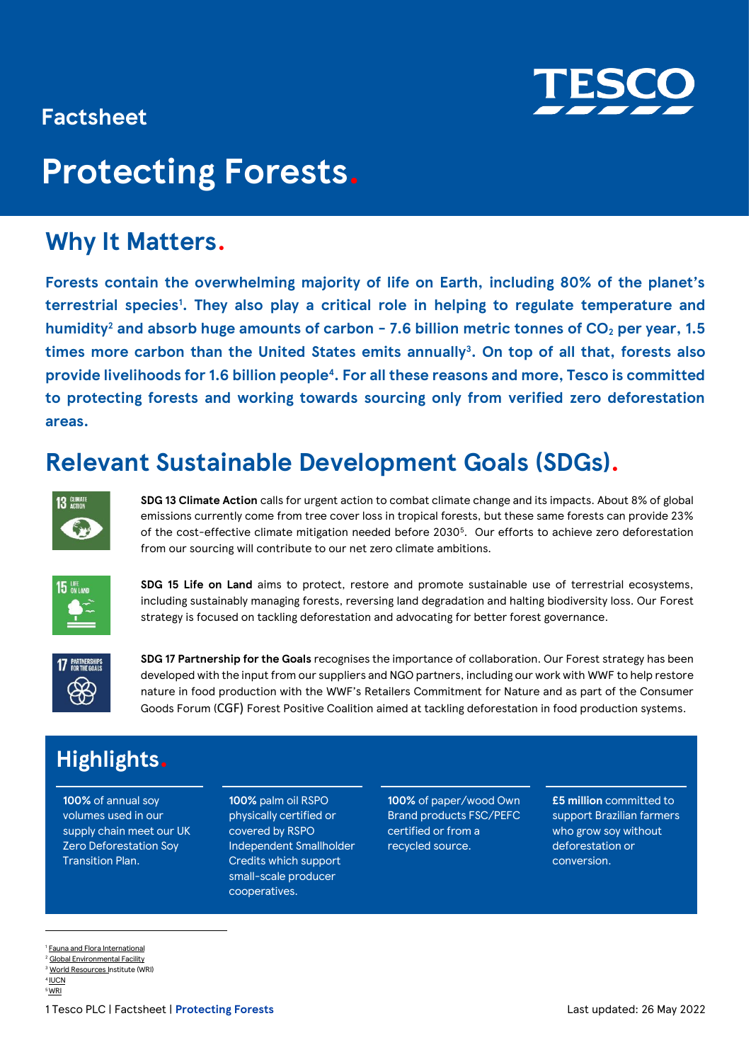Factsheet

# Protecting Forests.

## Why It Matters.

**Forests contain the overwhelming majority of life on Earth, including 80% of the planet's terrestrial species[1]. They also play a critical role in helping to regulate temperature and humidity[2] and absorb huge amounts of carbon - 7.6 billion metric tonnes of $CO_2$ per year, 1.5 times more carbon than the United States emits annually[3]. On top of all that, forests also provide livelihoods for 1.6 billion people[4]. For all these reasons and more, Tesco is committed to protecting forests and working towards sourcing only from verified zero deforestation areas.**

## Relevant Sustainable Development Goals (SDGs).

**SDG 13 Climate Action** calls for urgent action to combat climate change and its impacts. About 8% of global emissions currently come from tree cover loss in tropical forests, but these same forests can provide 23% of the cost-effective climate mitigation needed before 2030[5]. Our efforts to achieve zero deforestation from our sourcing will contribute to our net zero climate ambitions.

**SDG 15 Life on Land** aims to protect, restore and promote sustainable use of terrestrial ecosystems, including sustainably managing forests, reversing land degradation and halting biodiversity loss. Our Forest strategy is focused on tackling deforestation and advocating for better forest governance.

**SDG 17 Partnership for the Goals** recognises the importance of collaboration. Our Forest strategy has been developed with the input from our suppliers and NGO partners, including our work with WWF to help restore nature in food production with the WWF's Retailers Commitment for Nature and as part of the Consumer Goods Forum (CGF) Forest Positive Coalition aimed at tackling deforestation in food production systems.

## Highlights.

- **100%** of annual soy volumes used in our supply chain meet our UK Zero Deforestation Soy Transition Plan.
- **100%** palm oil RSPO physically certified or covered by RSPO Independent Smallholder Credits which support small-scale producer cooperatives.
- **100%** of paper/wood Own Brand products FSC/PEFC certified or from a recycled source.
- **£5 million** committed to support Brazilian farmers who grow soy without deforestation or conversion.

---

[1] Fauna and Flora International
[2] Global Environmental Facility
[3] World Resources Institute (WRI)
[4] IUCN
[5] WRI

Last updated: 26 May 2022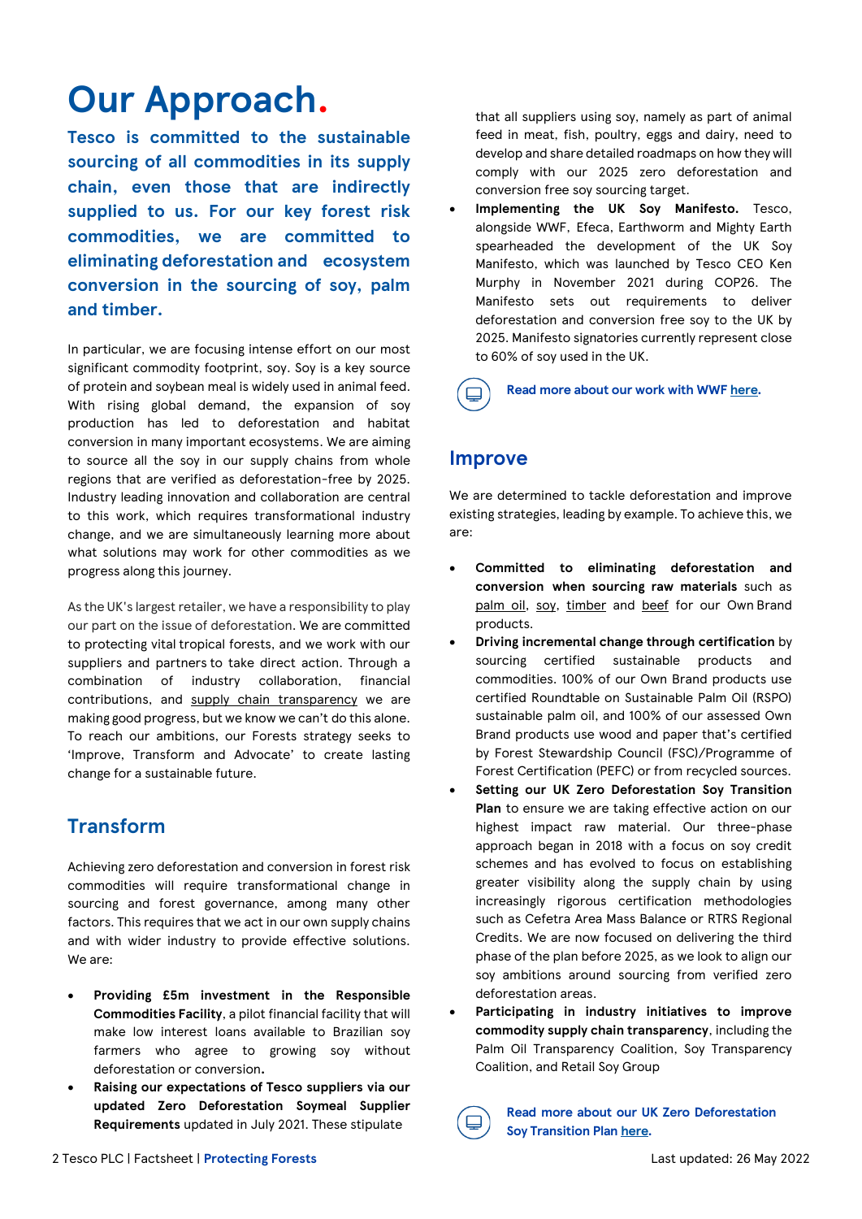# Our Approach.

**Tesco is committed to the sustainable sourcing of all commodities in its supply chain, even those that are indirectly supplied to us. For our key forest risk commodities, we are committed to eliminating deforestation and ecosystem conversion in the sourcing of soy, palm and timber.**

In particular, we are focusing intense effort on our most significant commodity footprint, soy. Soy is a key source of protein and soybean meal is widely used in animal feed. With rising global demand, the expansion of soy production has led to deforestation and habitat conversion in many important ecosystems. We are aiming to source all the soy in our supply chains from whole regions that are verified as deforestation-free by 2025. Industry leading innovation and collaboration are central to this work, which requires transformational industry change, and we are simultaneously learning more about what solutions may work for other commodities as we progress along this journey.

As the UK's largest retailer, we have a responsibility to play our part on the issue of deforestation. We are committed to protecting vital tropical forests, and we work with our suppliers and partners to take direct action. Through a combination of industry collaboration, financial contributions, and supply chain transparency we are making good progress, but we know we can't do this alone. To reach our ambitions, our Forests strategy seeks to 'Improve, Transform and Advocate' to create lasting change for a sustainable future.

## Transform

Achieving zero deforestation and conversion in forest risk commodities will require transformational change in sourcing and forest governance, among many other factors. This requires that we act in our own supply chains and with wider industry to provide effective solutions. We are:

- **Providing £5m investment in the Responsible Commodities Facility**, a pilot financial facility that will make low interest loans available to Brazilian soy farmers who agree to growing soy without deforestation or conversion.
- **Raising our expectations of Tesco suppliers via our updated Zero Deforestation Soymeal Supplier Requirements** updated in July 2021. These stipulate that all suppliers using soy, namely as part of animal feed in meat, fish, poultry, eggs and dairy, need to develop and share detailed roadmaps on how they will comply with our 2025 zero deforestation and conversion free soy sourcing target.
- **Implementing the UK Soy Manifesto.** Tesco, alongside WWF, Efeca, Earthworm and Mighty Earth spearheaded the development of the UK Soy Manifesto, which was launched by Tesco CEO Ken Murphy in November 2021 during COP26. The Manifesto sets out requirements to deliver deforestation and conversion free soy to the UK by 2025. Manifesto signatories currently represent close to 60% of soy used in the UK.

**Read more about our work with WWF here.**

## Improve

We are determined to tackle deforestation and improve existing strategies, leading by example. To achieve this, we are:

- **Committed to eliminating deforestation and conversion when sourcing raw materials** such as palm oil, soy, timber and beef for our Own Brand products.
- **Driving incremental change through certification** by sourcing certified sustainable products and commodities. 100% of our Own Brand products use certified Roundtable on Sustainable Palm Oil (RSPO) sustainable palm oil, and 100% of our assessed Own Brand products use wood and paper that's certified by Forest Stewardship Council (FSC)/Programme of Forest Certification (PEFC) or from recycled sources.
- **Setting our UK Zero Deforestation Soy Transition Plan** to ensure we are taking effective action on our highest impact raw material. Our three-phase approach began in 2018 with a focus on soy credit schemes and has evolved to focus on establishing greater visibility along the supply chain by using increasingly rigorous certification methodologies such as Cefetra Area Mass Balance or RTRS Regional Credits. We are now focused on delivering the third phase of the plan before 2025, as we look to align our soy ambitions around sourcing from verified zero deforestation areas.
- **Participating in industry initiatives to improve commodity supply chain transparency**, including the Palm Oil Transparency Coalition, Soy Transparency Coalition, and Retail Soy Group

**Read more about our UK Zero Deforestation Soy Transition Plan here.**

Last updated: 26 May 2022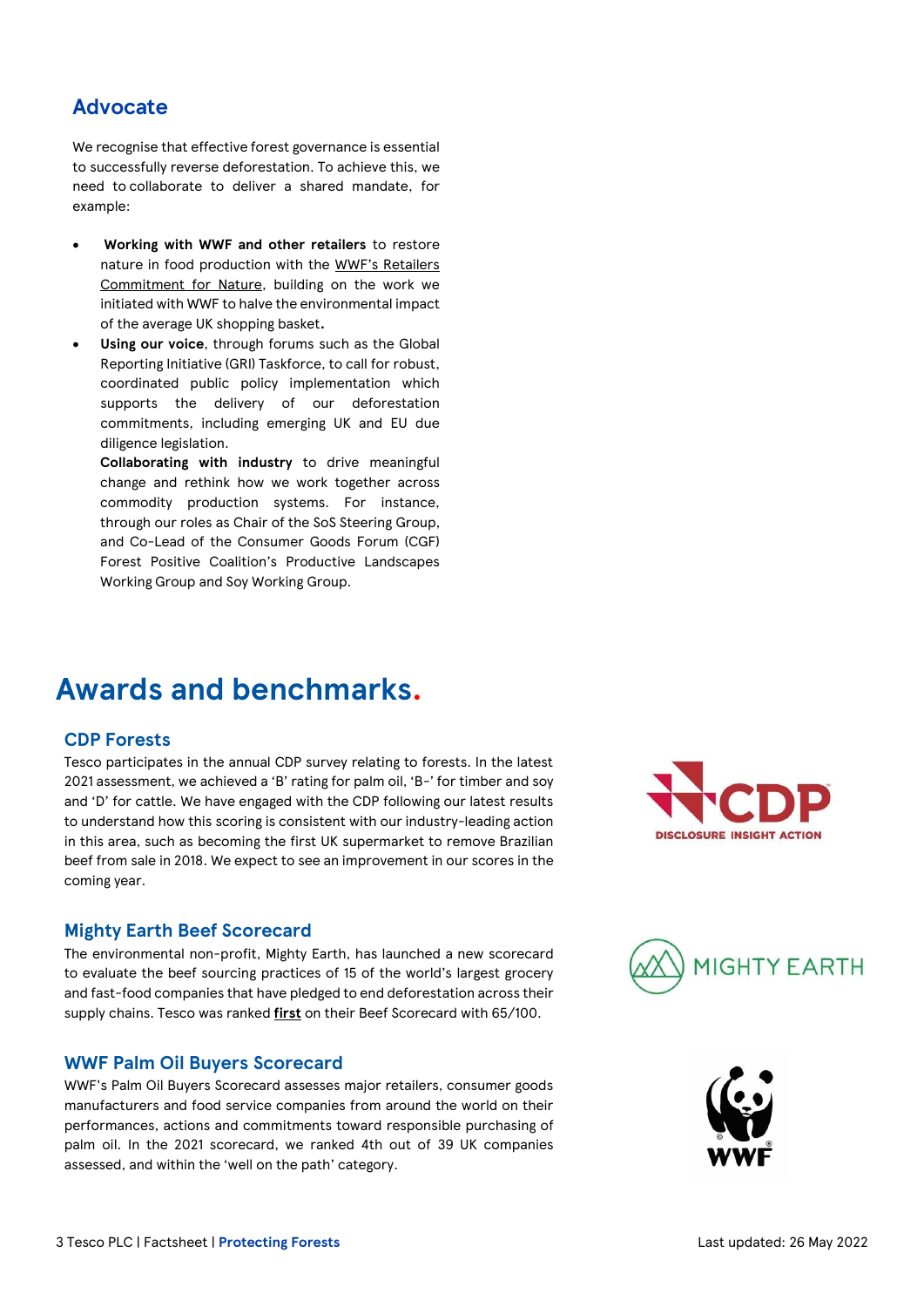## Advocate

We recognise that effective forest governance is essential to successfully reverse deforestation. To achieve this, we need to collaborate to deliver a shared mandate, for example:

- **Working with WWF and other retailers** to restore nature in food production with the WWF's Retailers Commitment for Nature, building on the work we initiated with WWF to halve the environmental impact of the average UK shopping basket**.**
- **Using our voice**, through forums such as the Global Reporting Initiative (GRI) Taskforce, to call for robust, coordinated public policy implementation which supports the delivery of our deforestation commitments, including emerging UK and EU due diligence legislation.

  **Collaborating with industry** to drive meaningful change and rethink how we work together across commodity production systems. For instance, through our roles as Chair of the SoS Steering Group, and Co-Lead of the Consumer Goods Forum (CGF) Forest Positive Coalition's Productive Landscapes Working Group and Soy Working Group.

# Awards and benchmarks.

### CDP Forests

Tesco participates in the annual CDP survey relating to forests. In the latest 2021 assessment, we achieved a 'B' rating for palm oil, 'B-' for timber and soy and 'D' for cattle. We have engaged with the CDP following our latest results to understand how this scoring is consistent with our industry-leading action in this area, such as becoming the first UK supermarket to remove Brazilian beef from sale in 2018. We expect to see an improvement in our scores in the coming year.

### Mighty Earth Beef Scorecard

The environmental non-profit, Mighty Earth, has launched a new scorecard to evaluate the beef sourcing practices of 15 of the world's largest grocery and fast-food companies that have pledged to end deforestation across their supply chains. Tesco was ranked **first** on their Beef Scorecard with 65/100.

### WWF Palm Oil Buyers Scorecard

WWF's Palm Oil Buyers Scorecard assesses major retailers, consumer goods manufacturers and food service companies from around the world on their performances, actions and commitments toward responsible purchasing of palm oil. In the 2021 scorecard, we ranked 4th out of 39 UK companies assessed, and within the 'well on the path' category.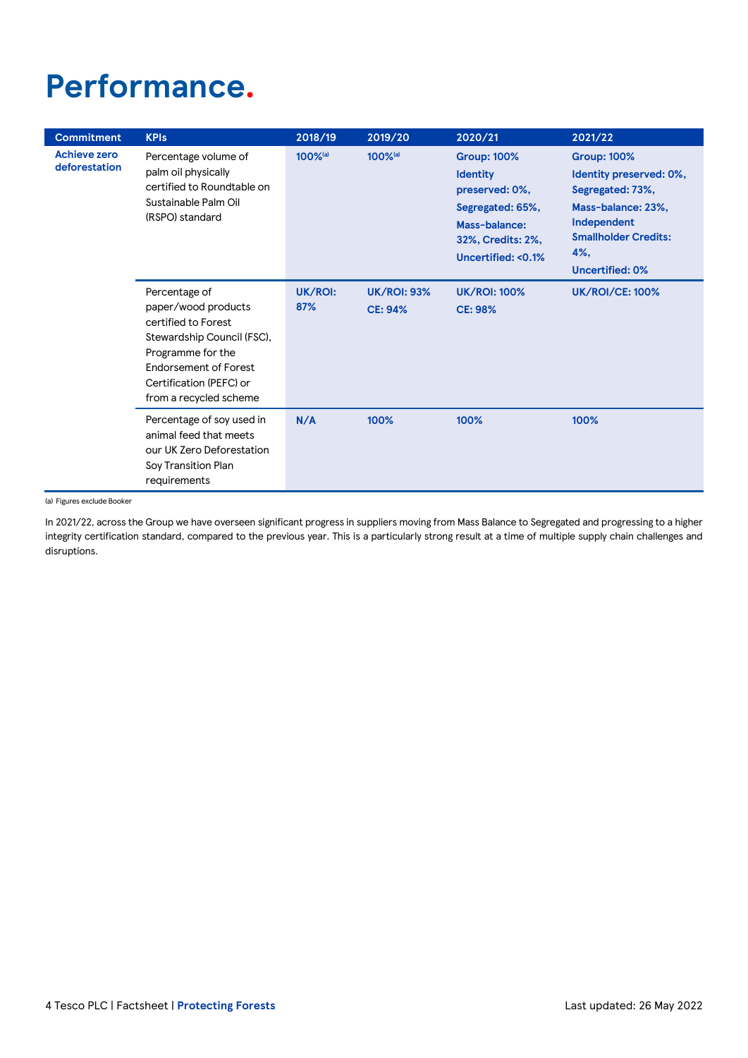# Performance.

| Commitment | KPIs | 2018/19 | 2019/20 | 2020/21 | 2021/22 |
|---|---|---|---|---|---|
| **Achieve zero deforestation** | Percentage volume of palm oil physically certified to Roundtable on Sustainable Palm Oil (RSPO) standard | **100%**[(a)] | **100%**[(a)] | **Group: 100%** **Identity preserved: 0%, Segregated: 65%, Mass-balance: 32%, Credits: 2%, Uncertified: <0.1%** | **Group: 100%** **Identity preserved: 0%, Segregated: 73%, Mass-balance: 23%, Independent Smallholder Credits: 4%, Uncertified: 0%** |
| | Percentage of paper/wood products certified to Forest Stewardship Council (FSC), Programme for the Endorsement of Forest Certification (PEFC) or from a recycled scheme | **UK/ROI: 87%** | **UK/ROI: 93%** **CE: 94%** | **UK/ROI: 100%** **CE: 98%** | **UK/ROI/CE: 100%** |
| | Percentage of soy used in animal feed that meets our UK Zero Deforestation Soy Transition Plan requirements | **N/A** | **100%** | **100%** | **100%** |

(a) Figures exclude Booker

In 2021/22, across the Group we have overseen significant progress in suppliers moving from Mass Balance to Segregated and progressing to a higher integrity certification standard, compared to the previous year. This is a particularly strong result at a time of multiple supply chain challenges and disruptions.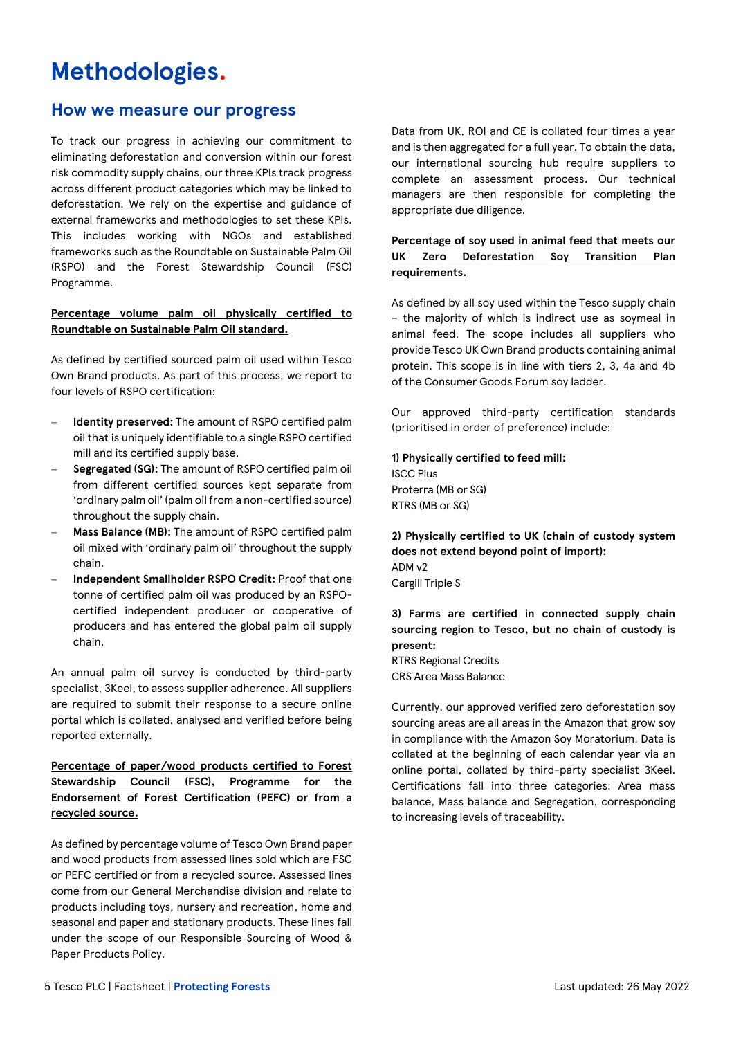# Methodologies.

## How we measure our progress

To track our progress in achieving our commitment to eliminating deforestation and conversion within our forest risk commodity supply chains, our three KPIs track progress across different product categories which may be linked to deforestation. We rely on the expertise and guidance of external frameworks and methodologies to set these KPIs. This includes working with NGOs and established frameworks such as the Roundtable on Sustainable Palm Oil (RSPO) and the Forest Stewardship Council (FSC) Programme.

**Percentage volume palm oil physically certified to Roundtable on Sustainable Palm Oil standard.**

As defined by certified sourced palm oil used within Tesco Own Brand products. As part of this process, we report to four levels of RSPO certification:

- **Identity preserved:** The amount of RSPO certified palm oil that is uniquely identifiable to a single RSPO certified mill and its certified supply base.
- **Segregated (SG):** The amount of RSPO certified palm oil from different certified sources kept separate from 'ordinary palm oil' (palm oil from a non-certified source) throughout the supply chain.
- **Mass Balance (MB):** The amount of RSPO certified palm oil mixed with 'ordinary palm oil' throughout the supply chain.
- **Independent Smallholder RSPO Credit:** Proof that one tonne of certified palm oil was produced by an RSPO-certified independent producer or cooperative of producers and has entered the global palm oil supply chain.

An annual palm oil survey is conducted by third-party specialist, 3Keel, to assess supplier adherence. All suppliers are required to submit their response to a secure online portal which is collated, analysed and verified before being reported externally.

**Percentage of paper/wood products certified to Forest Stewardship Council (FSC), Programme for the Endorsement of Forest Certification (PEFC) or from a recycled source.**

As defined by percentage volume of Tesco Own Brand paper and wood products from assessed lines sold which are FSC or PEFC certified or from a recycled source. Assessed lines come from our General Merchandise division and relate to products including toys, nursery and recreation, home and seasonal and paper and stationary products. These lines fall under the scope of our Responsible Sourcing of Wood & Paper Products Policy.

Data from UK, ROI and CE is collated four times a year and is then aggregated for a full year. To obtain the data, our international sourcing hub require suppliers to complete an assessment process. Our technical managers are then responsible for completing the appropriate due diligence.

**Percentage of soy used in animal feed that meets our UK Zero Deforestation Soy Transition Plan requirements.**

As defined by all soy used within the Tesco supply chain – the majority of which is indirect use as soymeal in animal feed. The scope includes all suppliers who provide Tesco UK Own Brand products containing animal protein. This scope is in line with tiers 2, 3, 4a and 4b of the Consumer Goods Forum soy ladder.

Our approved third-party certification standards (prioritised in order of preference) include:

**1) Physically certified to feed mill:**
ISCC Plus
Proterra (MB or SG)
RTRS (MB or SG)

**2) Physically certified to UK (chain of custody system does not extend beyond point of import):**
ADM v2
Cargill Triple S

**3) Farms are certified in connected supply chain sourcing region to Tesco, but no chain of custody is present:**
RTRS Regional Credits
CRS Area Mass Balance

Currently, our approved verified zero deforestation soy sourcing areas are all areas in the Amazon that grow soy in compliance with the Amazon Soy Moratorium. Data is collated at the beginning of each calendar year via an online portal, collated by third-party specialist 3Keel. Certifications fall into three categories: Area mass balance, Mass balance and Segregation, corresponding to increasing levels of traceability.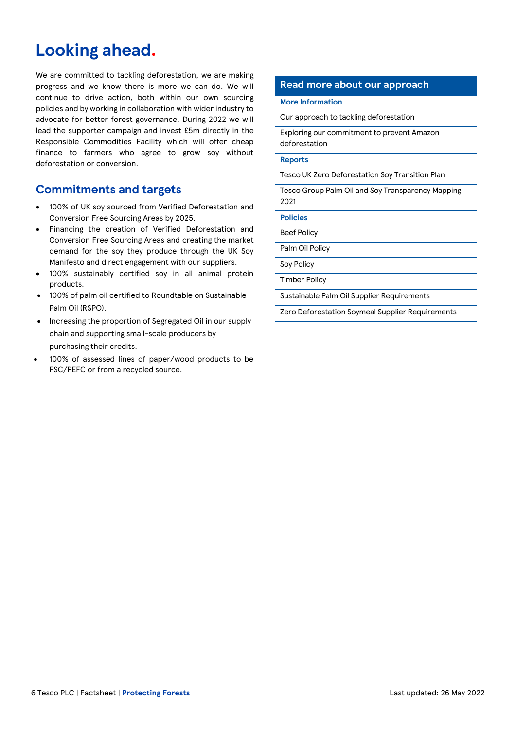# Looking ahead.

We are committed to tackling deforestation, we are making progress and we know there is more we can do. We will continue to drive action, both within our own sourcing policies and by working in collaboration with wider industry to advocate for better forest governance. During 2022 we will lead the supporter campaign and invest £5m directly in the Responsible Commodities Facility which will offer cheap finance to farmers who agree to grow soy without deforestation or conversion.

## Commitments and targets

- 100% of UK soy sourced from Verified Deforestation and Conversion Free Sourcing Areas by 2025.
- Financing the creation of Verified Deforestation and Conversion Free Sourcing Areas and creating the market demand for the soy they produce through the UK Soy Manifesto and direct engagement with our suppliers.
- 100% sustainably certified soy in all animal protein products.
- 100% of palm oil certified to Roundtable on Sustainable Palm Oil (RSPO).
- Increasing the proportion of Segregated Oil in our supply chain and supporting small-scale producers by purchasing their credits.
- 100% of assessed lines of paper/wood products to be FSC/PEFC or from a recycled source.

## Read more about our approach

**More Information**

- Our approach to tackling deforestation
- Exploring our commitment to prevent Amazon deforestation

**Reports**

- Tesco UK Zero Deforestation Soy Transition Plan
- Tesco Group Palm Oil and Soy Transparency Mapping 2021

**Policies**

- Beef Policy
- Palm Oil Policy
- Soy Policy
- Timber Policy
- Sustainable Palm Oil Supplier Requirements
- Zero Deforestation Soymeal Supplier Requirements

Last updated: 26 May 2022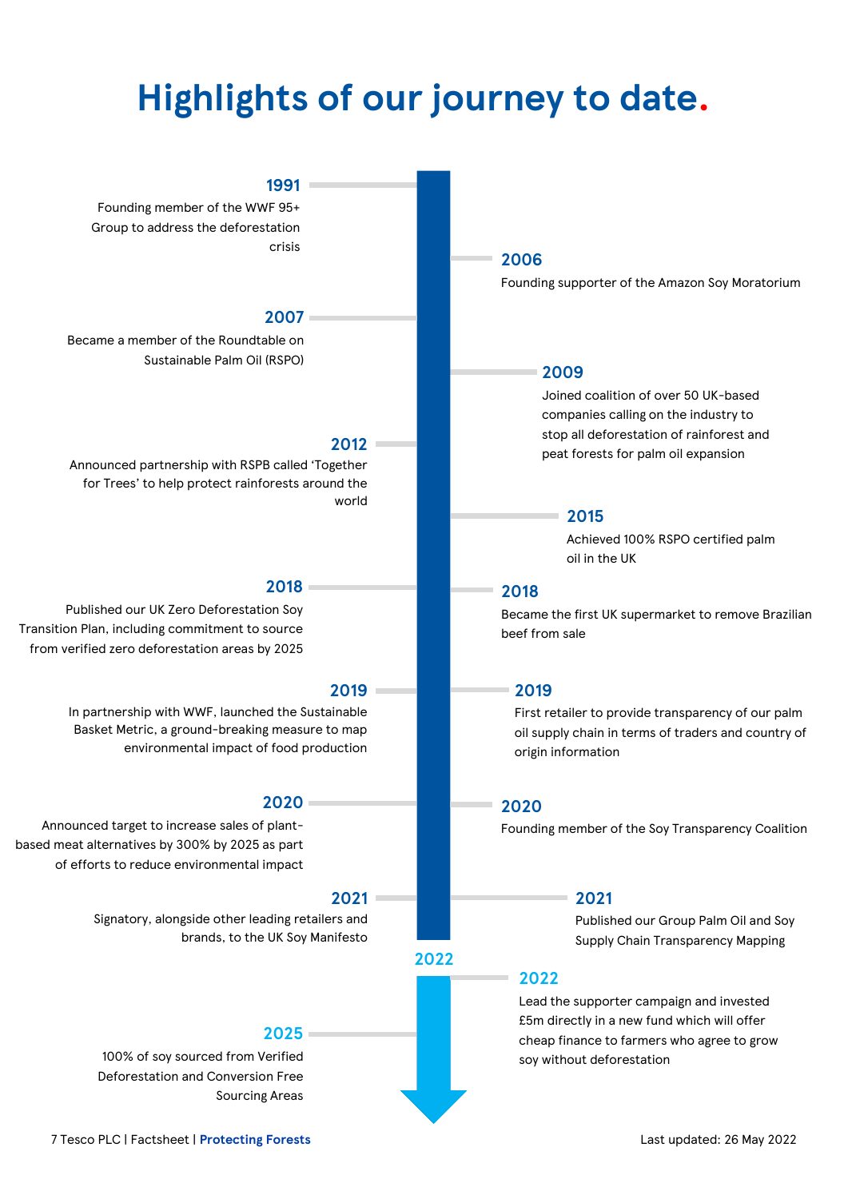# Highlights of our journey to date.

**1991**
Founding member of the WWF 95+ Group to address the deforestation crisis

**2006**
Founding supporter of the Amazon Soy Moratorium

**2007**
Became a member of the Roundtable on Sustainable Palm Oil (RSPO)

**2009**
Joined coalition of over 50 UK-based companies calling on the industry to stop all deforestation of rainforest and peat forests for palm oil expansion

**2012**
Announced partnership with RSPB called 'Together for Trees' to help protect rainforests around the world

**2015**
Achieved 100% RSPO certified palm oil in the UK

**2018**
Published our UK Zero Deforestation Soy Transition Plan, including commitment to source from verified zero deforestation areas by 2025

**2018**
Became the first UK supermarket to remove Brazilian beef from sale

**2019**
In partnership with WWF, launched the Sustainable Basket Metric, a ground-breaking measure to map environmental impact of food production

**2019**
First retailer to provide transparency of our palm oil supply chain in terms of traders and country of origin information

**2020**
Announced target to increase sales of plant-based meat alternatives by 300% by 2025 as part of efforts to reduce environmental impact

**2020**
Founding member of the Soy Transparency Coalition

**2021**
Signatory, alongside other leading retailers and brands, to the UK Soy Manifesto

**2021**
Published our Group Palm Oil and Soy Supply Chain Transparency Mapping

**2022**

**2022**
Lead the supporter campaign and invested £5m directly in a new fund which will offer cheap finance to farmers who agree to grow soy without deforestation

**2025**
100% of soy sourced from Verified Deforestation and Conversion Free Sourcing Areas

7 Tesco PLC | Factsheet | **Protecting Forests**

Last updated: 26 May 2022